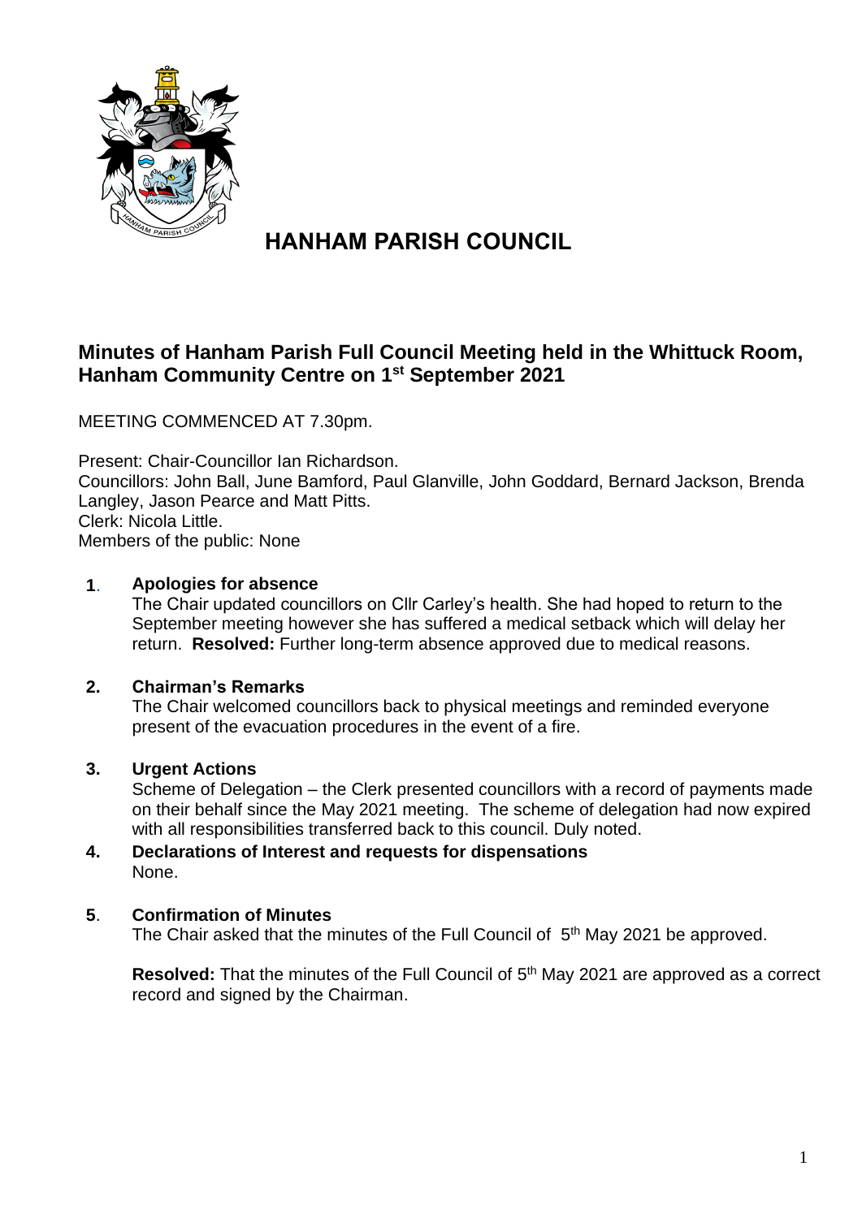# HANHAM PARISH COUNCIL

## Minutes of Hanham Parish Full Council Meeting held in the Whittuck Room, Hanham Community Centre on 1st September 2021

MEETING COMMENCED AT 7.30pm.

Present: Chair-Councillor Ian Richardson.
Councillors: John Ball, June Bamford, Paul Glanville, John Goddard, Bernard Jackson, Brenda Langley, Jason Pearce and Matt Pitts.
Clerk: Nicola Little.
Members of the public: None

**1. Apologies for absence**

The Chair updated councillors on Cllr Carley's health. She had hoped to return to the September meeting however she has suffered a medical setback which will delay her return. **Resolved:** Further long-term absence approved due to medical reasons.

**2. Chairman's Remarks**

The Chair welcomed councillors back to physical meetings and reminded everyone present of the evacuation procedures in the event of a fire.

**3. Urgent Actions**

Scheme of Delegation – the Clerk presented councillors with a record of payments made on their behalf since the May 2021 meeting. The scheme of delegation had now expired with all responsibilities transferred back to this council. Duly noted.

**4. Declarations of Interest and requests for dispensations**

None.

**5. Confirmation of Minutes**

The Chair asked that the minutes of the Full Council of 5th May 2021 be approved.

**Resolved:** That the minutes of the Full Council of 5th May 2021 are approved as a correct record and signed by the Chairman.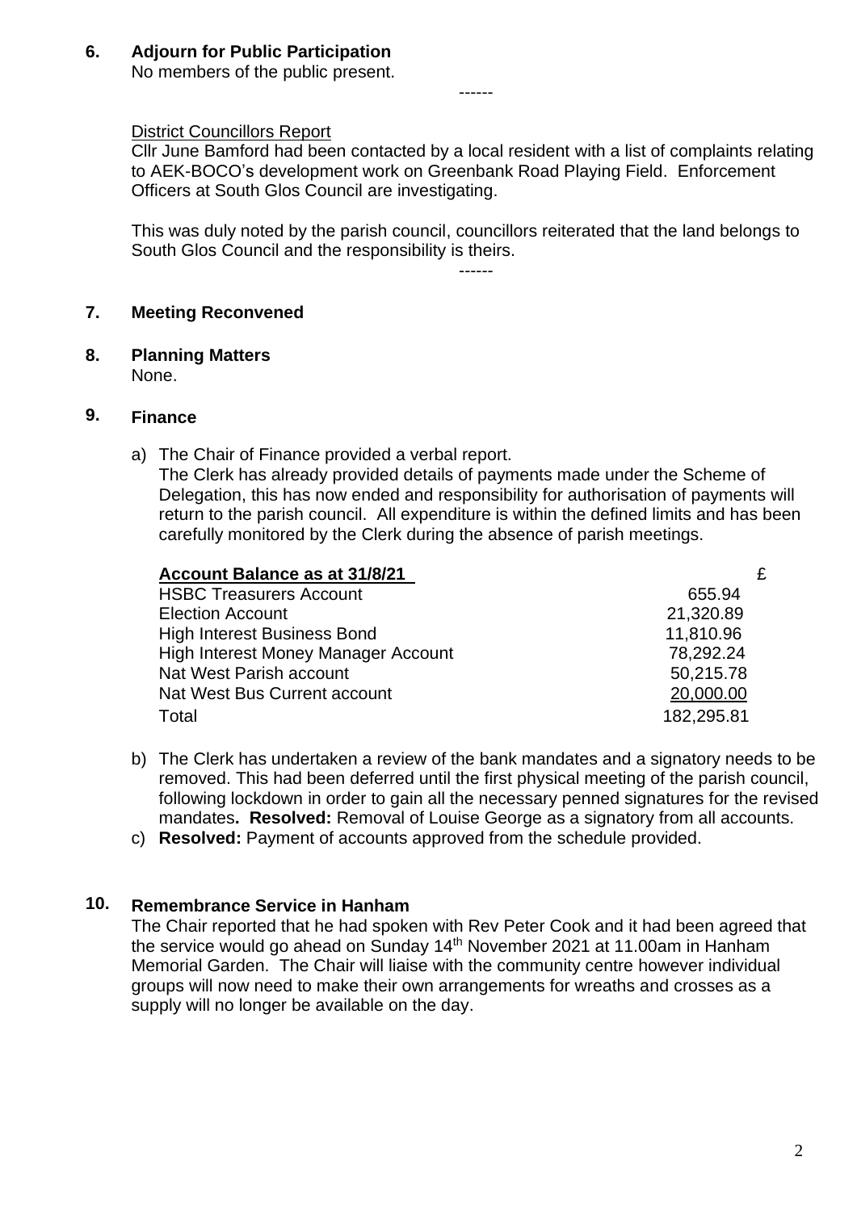## 6. Adjourn for Public Participation

No members of the public present.

------

District Councillors Report

Cllr June Bamford had been contacted by a local resident with a list of complaints relating to AEK-BOCO's development work on Greenbank Road Playing Field. Enforcement Officers at South Glos Council are investigating.

This was duly noted by the parish council, councillors reiterated that the land belongs to South Glos Council and the responsibility is theirs.

------

## 7. Meeting Reconvened

## 8. Planning Matters

None.

## 9. Finance

a) The Chair of Finance provided a verbal report.
The Clerk has already provided details of payments made under the Scheme of Delegation, this has now ended and responsibility for authorisation of payments will return to the parish council. All expenditure is within the defined limits and has been carefully monitored by the Clerk during the absence of parish meetings.

| **Account Balance as at 31/8/21** | £ |
|---|---|
| HSBC Treasurers Account | 655.94 |
| Election Account | 21,320.89 |
| High Interest Business Bond | 11,810.96 |
| High Interest Money Manager Account | 78,292.24 |
| Nat West Parish account | 50,215.78 |
| Nat West Bus Current account | 20,000.00 |
| Total | 182,295.81 |

b) The Clerk has undertaken a review of the bank mandates and a signatory needs to be removed. This had been deferred until the first physical meeting of the parish council, following lockdown in order to gain all the necessary penned signatures for the revised mandates**. Resolved:** Removal of Louise George as a signatory from all accounts.

c) **Resolved:** Payment of accounts approved from the schedule provided.

## 10. Remembrance Service in Hanham

The Chair reported that he had spoken with Rev Peter Cook and it had been agreed that the service would go ahead on Sunday 14th November 2021 at 11.00am in Hanham Memorial Garden. The Chair will liaise with the community centre however individual groups will now need to make their own arrangements for wreaths and crosses as a supply will no longer be available on the day.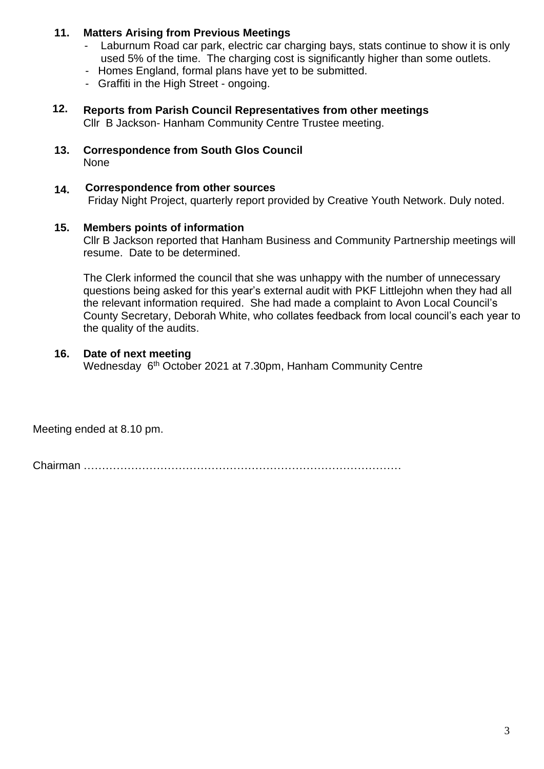**11. Matters Arising from Previous Meetings**

- Laburnum Road car park, electric car charging bays, stats continue to show it is only used 5% of the time. The charging cost is significantly higher than some outlets.
- Homes England, formal plans have yet to be submitted.
- Graffiti in the High Street - ongoing.

**12. Reports from Parish Council Representatives from other meetings**

Cllr B Jackson- Hanham Community Centre Trustee meeting.

**13. Correspondence from South Glos Council**

None

**14. Correspondence from other sources**

Friday Night Project, quarterly report provided by Creative Youth Network. Duly noted.

**15. Members points of information**

Cllr B Jackson reported that Hanham Business and Community Partnership meetings will resume. Date to be determined.

The Clerk informed the council that she was unhappy with the number of unnecessary questions being asked for this year's external audit with PKF Littlejohn when they had all the relevant information required. She had made a complaint to Avon Local Council's County Secretary, Deborah White, who collates feedback from local council's each year to the quality of the audits.

**16. Date of next meeting**

Wednesday 6th October 2021 at 7.30pm, Hanham Community Centre

Meeting ended at 8.10 pm.

Chairman ……………………………………………………………………………